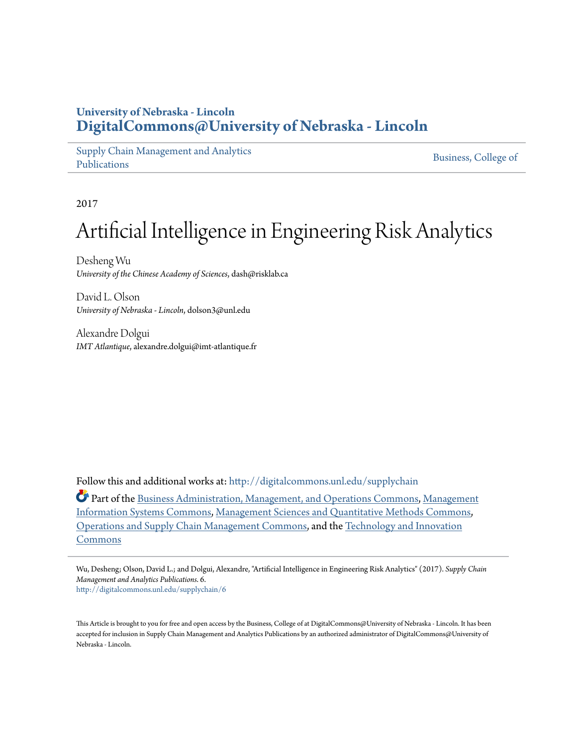**University of Nebraska - Lincoln**
**DigitalCommons@University of Nebraska - Lincoln**

Supply Chain Management and Analytics Publications | Business, College of

2017

# Artificial Intelligence in Engineering Risk Analytics

Desheng Wu
*University of the Chinese Academy of Sciences*, dash@risklab.ca

David L. Olson
*University of Nebraska - Lincoln*, dolson3@unl.edu

Alexandre Dolgui
*IMT Atlantique*, alexandre.dolgui@imt-atlantique.fr

Follow this and additional works at: http://digitalcommons.unl.edu/supplychain

Part of the Business Administration, Management, and Operations Commons, Management Information Systems Commons, Management Sciences and Quantitative Methods Commons, Operations and Supply Chain Management Commons, and the Technology and Innovation Commons

Wu, Desheng; Olson, David L.; and Dolgui, Alexandre, "Artificial Intelligence in Engineering Risk Analytics" (2017). *Supply Chain Management and Analytics Publications*. 6.
http://digitalcommons.unl.edu/supplychain/6

This Article is brought to you for free and open access by the Business, College of at DigitalCommons@University of Nebraska - Lincoln. It has been accepted for inclusion in Supply Chain Management and Analytics Publications by an authorized administrator of DigitalCommons@University of Nebraska - Lincoln.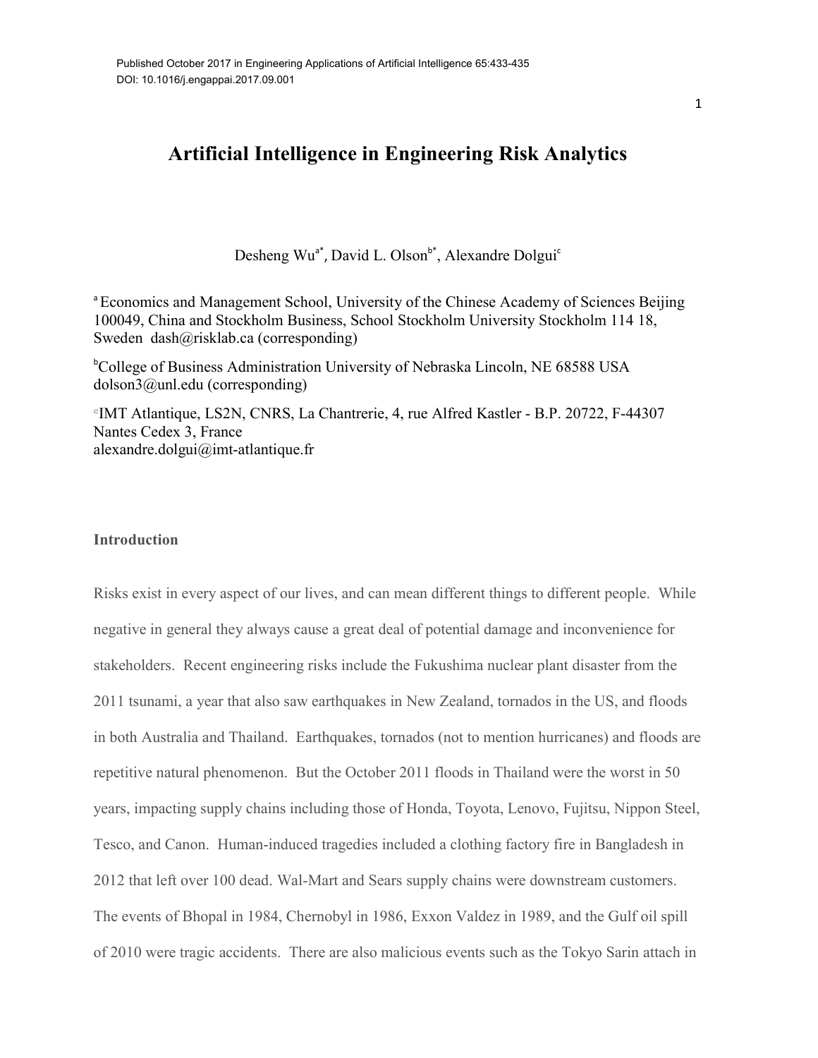Published October 2017 in Engineering Applications of Artificial Intelligence 65:433-435
DOI: 10.1016/j.engappai.2017.09.001

# Artificial Intelligence in Engineering Risk Analytics

Desheng Wu[a*], David L. Olson[b*], Alexandre Dolgui[c]

[a] Economics and Management School, University of the Chinese Academy of Sciences Beijing 100049, China and Stockholm Business, School Stockholm University Stockholm 114 18, Sweden dash@risklab.ca (corresponding)

[b] College of Business Administration University of Nebraska Lincoln, NE 68588 USA dolson3@unl.edu (corresponding)

[c] IMT Atlantique, LS2N, CNRS, La Chantrerie, 4, rue Alfred Kastler - B.P. 20722, F-44307 Nantes Cedex 3, France
alexandre.dolgui@imt-atlantique.fr

## Introduction

Risks exist in every aspect of our lives, and can mean different things to different people. While negative in general they always cause a great deal of potential damage and inconvenience for stakeholders. Recent engineering risks include the Fukushima nuclear plant disaster from the 2011 tsunami, a year that also saw earthquakes in New Zealand, tornados in the US, and floods in both Australia and Thailand. Earthquakes, tornados (not to mention hurricanes) and floods are repetitive natural phenomenon. But the October 2011 floods in Thailand were the worst in 50 years, impacting supply chains including those of Honda, Toyota, Lenovo, Fujitsu, Nippon Steel, Tesco, and Canon. Human-induced tragedies included a clothing factory fire in Bangladesh in 2012 that left over 100 dead. Wal-Mart and Sears supply chains were downstream customers. The events of Bhopal in 1984, Chernobyl in 1986, Exxon Valdez in 1989, and the Gulf oil spill of 2010 were tragic accidents. There are also malicious events such as the Tokyo Sarin attach in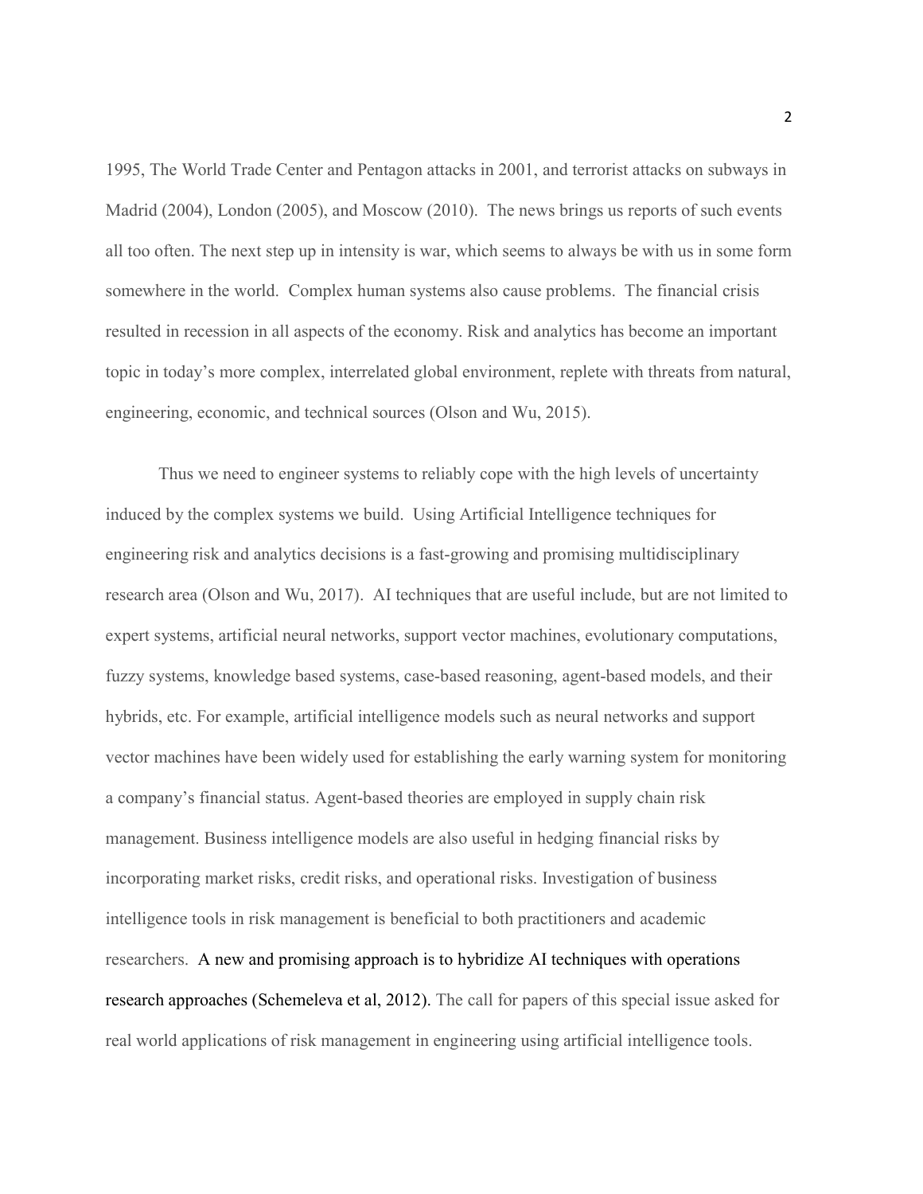1995, The World Trade Center and Pentagon attacks in 2001, and terrorist attacks on subways in Madrid (2004), London (2005), and Moscow (2010). The news brings us reports of such events all too often. The next step up in intensity is war, which seems to always be with us in some form somewhere in the world. Complex human systems also cause problems. The financial crisis resulted in recession in all aspects of the economy. Risk and analytics has become an important topic in today's more complex, interrelated global environment, replete with threats from natural, engineering, economic, and technical sources (Olson and Wu, 2015).

Thus we need to engineer systems to reliably cope with the high levels of uncertainty induced by the complex systems we build. Using Artificial Intelligence techniques for engineering risk and analytics decisions is a fast-growing and promising multidisciplinary research area (Olson and Wu, 2017). AI techniques that are useful include, but are not limited to expert systems, artificial neural networks, support vector machines, evolutionary computations, fuzzy systems, knowledge based systems, case-based reasoning, agent-based models, and their hybrids, etc. For example, artificial intelligence models such as neural networks and support vector machines have been widely used for establishing the early warning system for monitoring a company's financial status. Agent-based theories are employed in supply chain risk management. Business intelligence models are also useful in hedging financial risks by incorporating market risks, credit risks, and operational risks. Investigation of business intelligence tools in risk management is beneficial to both practitioners and academic researchers. A new and promising approach is to hybridize AI techniques with operations research approaches (Schemeleva et al, 2012). The call for papers of this special issue asked for real world applications of risk management in engineering using artificial intelligence tools.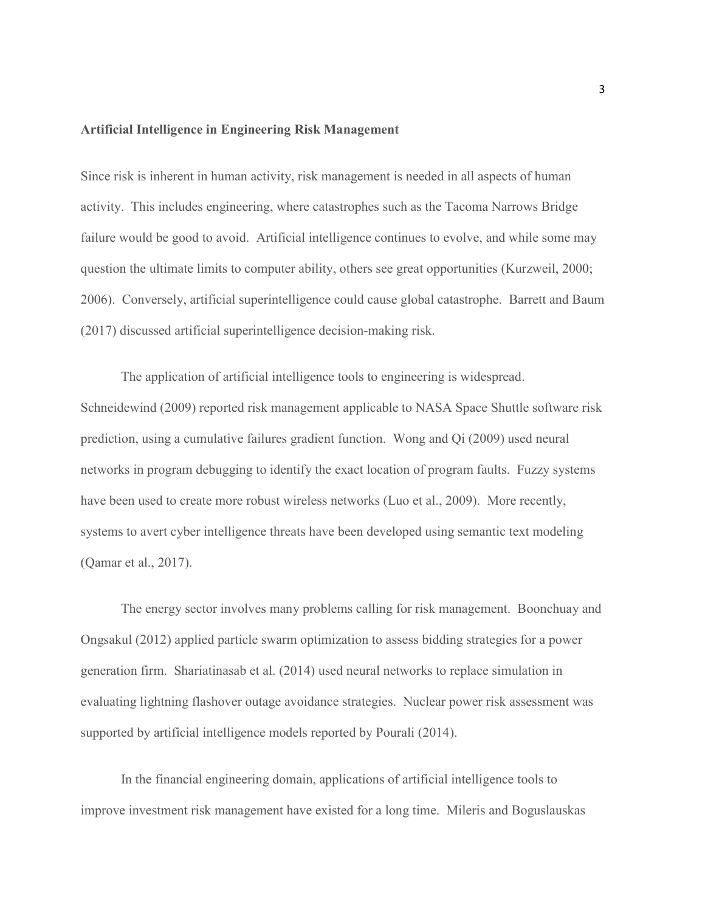**Artificial Intelligence in Engineering Risk Management**

Since risk is inherent in human activity, risk management is needed in all aspects of human activity. This includes engineering, where catastrophes such as the Tacoma Narrows Bridge failure would be good to avoid. Artificial intelligence continues to evolve, and while some may question the ultimate limits to computer ability, others see great opportunities (Kurzweil, 2000; 2006). Conversely, artificial superintelligence could cause global catastrophe. Barrett and Baum (2017) discussed artificial superintelligence decision-making risk.

The application of artificial intelligence tools to engineering is widespread. Schneidewind (2009) reported risk management applicable to NASA Space Shuttle software risk prediction, using a cumulative failures gradient function. Wong and Qi (2009) used neural networks in program debugging to identify the exact location of program faults. Fuzzy systems have been used to create more robust wireless networks (Luo et al., 2009). More recently, systems to avert cyber intelligence threats have been developed using semantic text modeling (Qamar et al., 2017).

The energy sector involves many problems calling for risk management. Boonchuay and Ongsakul (2012) applied particle swarm optimization to assess bidding strategies for a power generation firm. Shariatinasab et al. (2014) used neural networks to replace simulation in evaluating lightning flashover outage avoidance strategies. Nuclear power risk assessment was supported by artificial intelligence models reported by Pourali (2014).

In the financial engineering domain, applications of artificial intelligence tools to improve investment risk management have existed for a long time. Mileris and Boguslauskas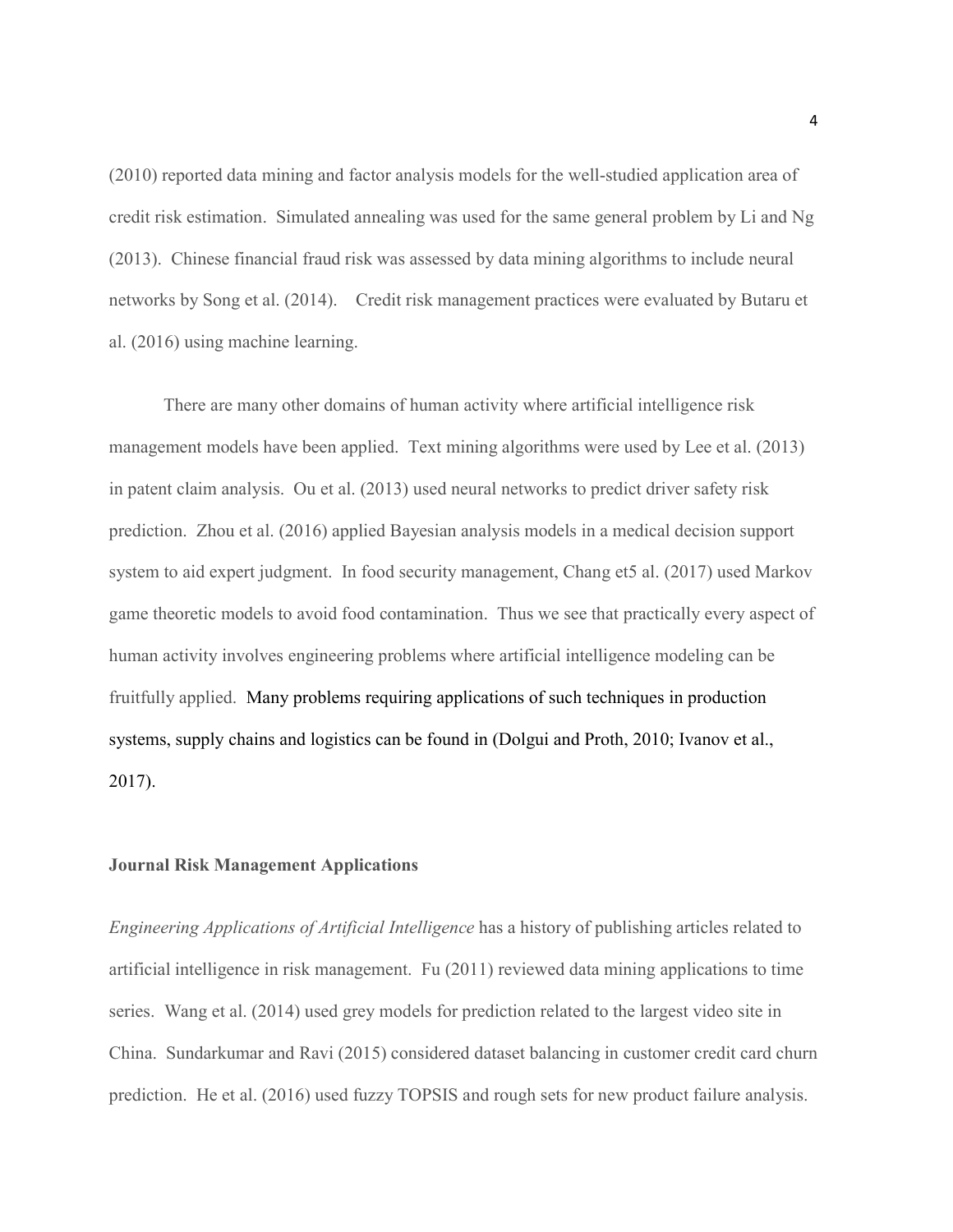(2010) reported data mining and factor analysis models for the well-studied application area of credit risk estimation. Simulated annealing was used for the same general problem by Li and Ng (2013). Chinese financial fraud risk was assessed by data mining algorithms to include neural networks by Song et al. (2014). Credit risk management practices were evaluated by Butaru et al. (2016) using machine learning.

There are many other domains of human activity where artificial intelligence risk management models have been applied. Text mining algorithms were used by Lee et al. (2013) in patent claim analysis. Ou et al. (2013) used neural networks to predict driver safety risk prediction. Zhou et al. (2016) applied Bayesian analysis models in a medical decision support system to aid expert judgment. In food security management, Chang et5 al. (2017) used Markov game theoretic models to avoid food contamination. Thus we see that practically every aspect of human activity involves engineering problems where artificial intelligence modeling can be fruitfully applied. Many problems requiring applications of such techniques in production systems, supply chains and logistics can be found in (Dolgui and Proth, 2010; Ivanov et al., 2017).

**Journal Risk Management Applications**

*Engineering Applications of Artificial Intelligence* has a history of publishing articles related to artificial intelligence in risk management. Fu (2011) reviewed data mining applications to time series. Wang et al. (2014) used grey models for prediction related to the largest video site in China. Sundarkumar and Ravi (2015) considered dataset balancing in customer credit card churn prediction. He et al. (2016) used fuzzy TOPSIS and rough sets for new product failure analysis.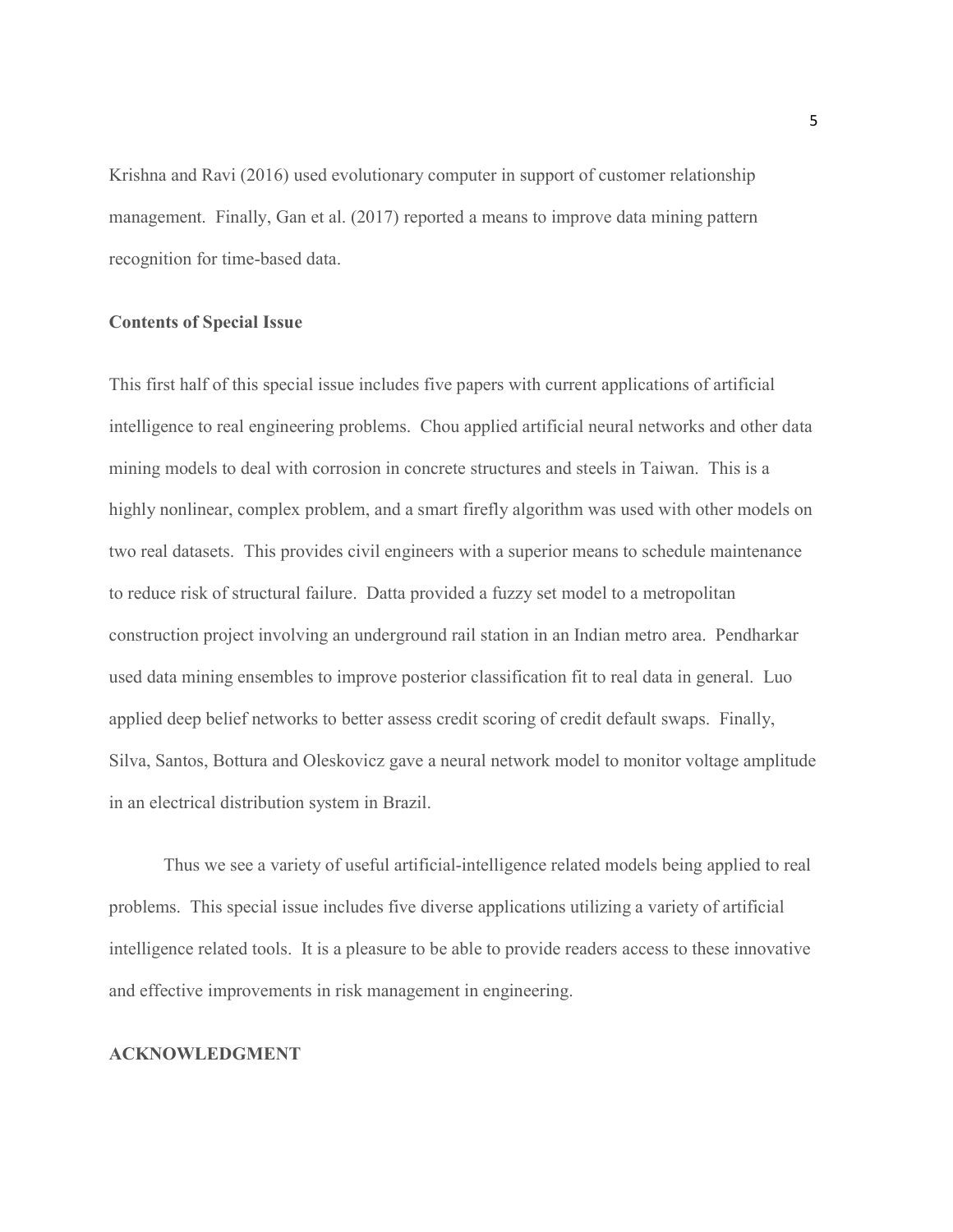Krishna and Ravi (2016) used evolutionary computer in support of customer relationship management. Finally, Gan et al. (2017) reported a means to improve data mining pattern recognition for time-based data.

**Contents of Special Issue**

This first half of this special issue includes five papers with current applications of artificial intelligence to real engineering problems. Chou applied artificial neural networks and other data mining models to deal with corrosion in concrete structures and steels in Taiwan. This is a highly nonlinear, complex problem, and a smart firefly algorithm was used with other models on two real datasets. This provides civil engineers with a superior means to schedule maintenance to reduce risk of structural failure. Datta provided a fuzzy set model to a metropolitan construction project involving an underground rail station in an Indian metro area. Pendharkar used data mining ensembles to improve posterior classification fit to real data in general. Luo applied deep belief networks to better assess credit scoring of credit default swaps. Finally, Silva, Santos, Bottura and Oleskovicz gave a neural network model to monitor voltage amplitude in an electrical distribution system in Brazil.

Thus we see a variety of useful artificial-intelligence related models being applied to real problems. This special issue includes five diverse applications utilizing a variety of artificial intelligence related tools. It is a pleasure to be able to provide readers access to these innovative and effective improvements in risk management in engineering.

**ACKNOWLEDGMENT**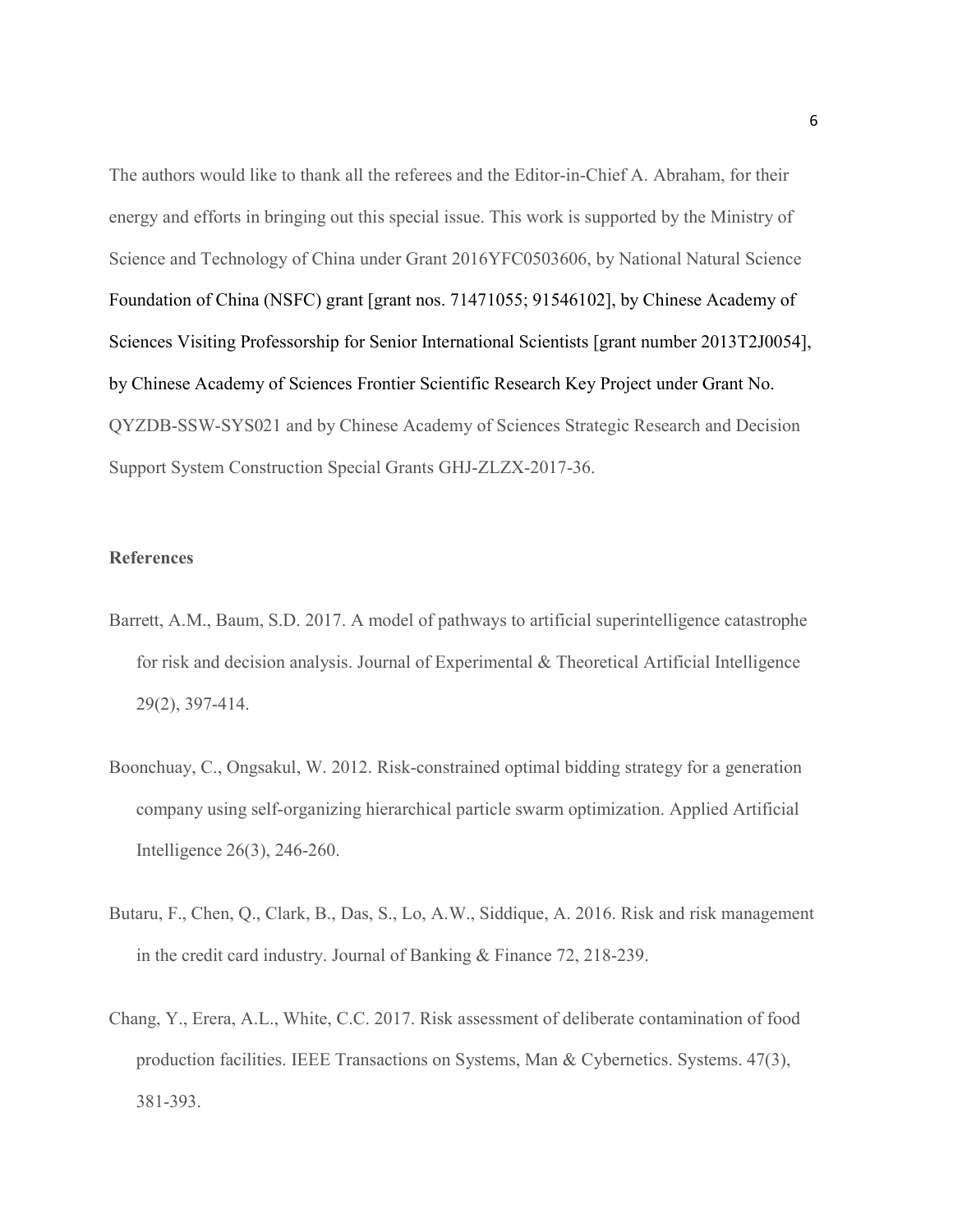The authors would like to thank all the referees and the Editor-in-Chief A. Abraham, for their energy and efforts in bringing out this special issue. This work is supported by the Ministry of Science and Technology of China under Grant 2016YFC0503606, by National Natural Science Foundation of China (NSFC) grant [grant nos. 71471055; 91546102], by Chinese Academy of Sciences Visiting Professorship for Senior International Scientists [grant number 2013T2J0054], by Chinese Academy of Sciences Frontier Scientific Research Key Project under Grant No. QYZDB-SSW-SYS021 and by Chinese Academy of Sciences Strategic Research and Decision Support System Construction Special Grants GHJ-ZLZX-2017-36.

## References

Barrett, A.M., Baum, S.D. 2017. A model of pathways to artificial superintelligence catastrophe for risk and decision analysis. Journal of Experimental & Theoretical Artificial Intelligence 29(2), 397-414.

Boonchuay, C., Ongsakul, W. 2012. Risk-constrained optimal bidding strategy for a generation company using self-organizing hierarchical particle swarm optimization. Applied Artificial Intelligence 26(3), 246-260.

Butaru, F., Chen, Q., Clark, B., Das, S., Lo, A.W., Siddique, A. 2016. Risk and risk management in the credit card industry. Journal of Banking & Finance 72, 218-239.

Chang, Y., Erera, A.L., White, C.C. 2017. Risk assessment of deliberate contamination of food production facilities. IEEE Transactions on Systems, Man & Cybernetics. Systems. 47(3), 381-393.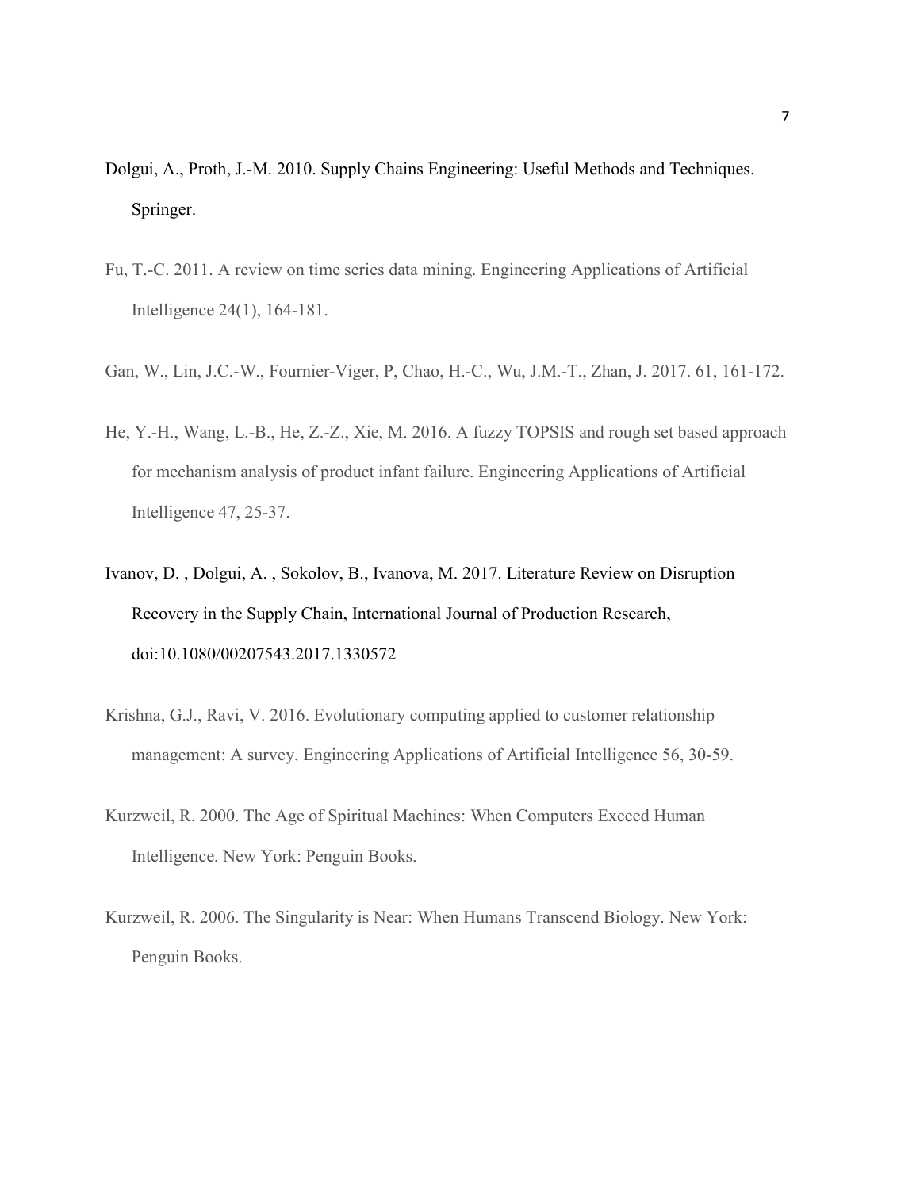Dolgui, A., Proth, J.-M. 2010. Supply Chains Engineering: Useful Methods and Techniques. Springer.

Fu, T.-C. 2011. A review on time series data mining. Engineering Applications of Artificial Intelligence 24(1), 164-181.

Gan, W., Lin, J.C.-W., Fournier-Viger, P, Chao, H.-C., Wu, J.M.-T., Zhan, J. 2017. 61, 161-172.

He, Y.-H., Wang, L.-B., He, Z.-Z., Xie, M. 2016. A fuzzy TOPSIS and rough set based approach for mechanism analysis of product infant failure. Engineering Applications of Artificial Intelligence 47, 25-37.

Ivanov, D. , Dolgui, A. , Sokolov, B., Ivanova, M. 2017. Literature Review on Disruption Recovery in the Supply Chain, International Journal of Production Research, doi:10.1080/00207543.2017.1330572

Krishna, G.J., Ravi, V. 2016. Evolutionary computing applied to customer relationship management: A survey. Engineering Applications of Artificial Intelligence 56, 30-59.

Kurzweil, R. 2000. The Age of Spiritual Machines: When Computers Exceed Human Intelligence. New York: Penguin Books.

Kurzweil, R. 2006. The Singularity is Near: When Humans Transcend Biology. New York: Penguin Books.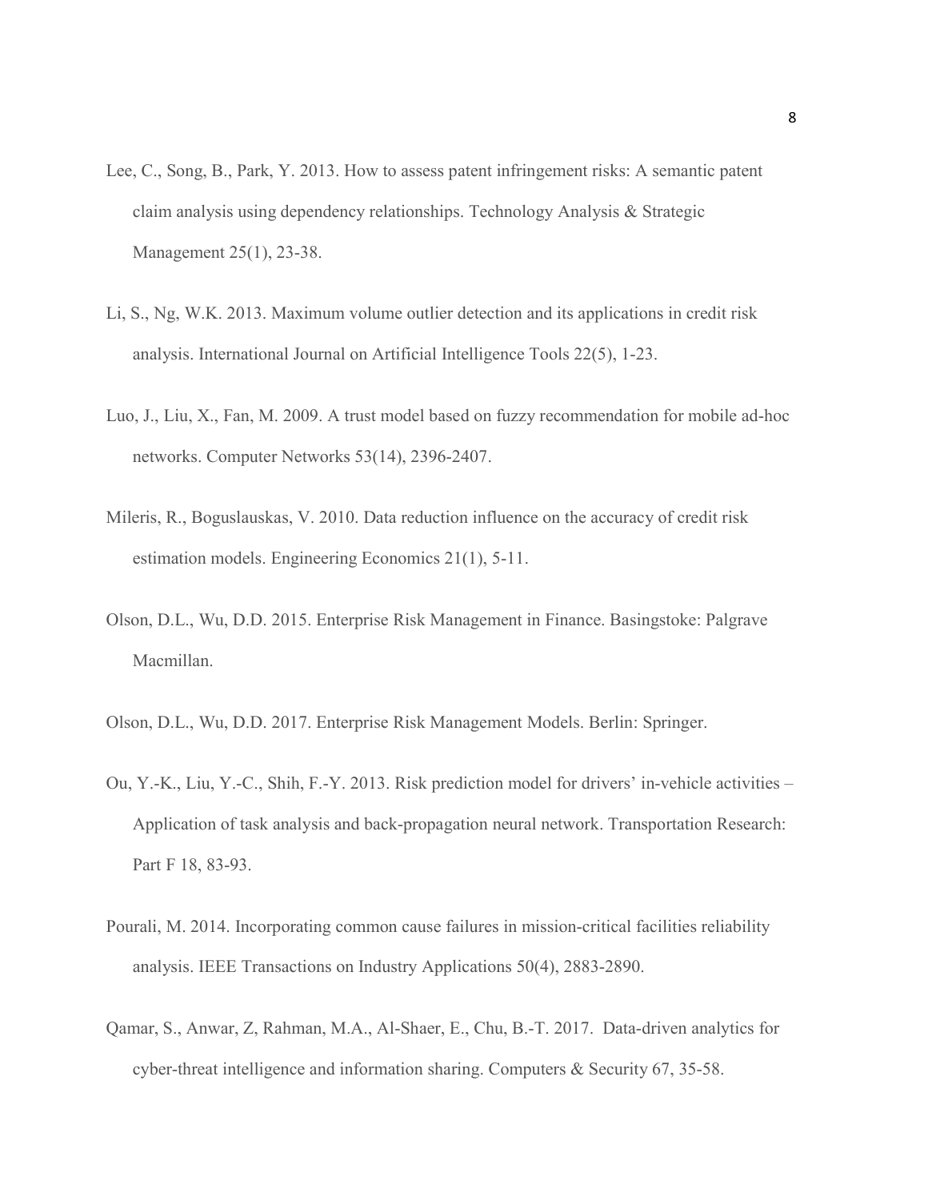Lee, C., Song, B., Park, Y. 2013. How to assess patent infringement risks: A semantic patent claim analysis using dependency relationships. Technology Analysis & Strategic Management 25(1), 23-38.

Li, S., Ng, W.K. 2013. Maximum volume outlier detection and its applications in credit risk analysis. International Journal on Artificial Intelligence Tools 22(5), 1-23.

Luo, J., Liu, X., Fan, M. 2009. A trust model based on fuzzy recommendation for mobile ad-hoc networks. Computer Networks 53(14), 2396-2407.

Mileris, R., Boguslauskas, V. 2010. Data reduction influence on the accuracy of credit risk estimation models. Engineering Economics 21(1), 5-11.

Olson, D.L., Wu, D.D. 2015. Enterprise Risk Management in Finance. Basingstoke: Palgrave Macmillan.

Olson, D.L., Wu, D.D. 2017. Enterprise Risk Management Models. Berlin: Springer.

Ou, Y.-K., Liu, Y.-C., Shih, F.-Y. 2013. Risk prediction model for drivers' in-vehicle activities – Application of task analysis and back-propagation neural network. Transportation Research: Part F 18, 83-93.

Pourali, M. 2014. Incorporating common cause failures in mission-critical facilities reliability analysis. IEEE Transactions on Industry Applications 50(4), 2883-2890.

Qamar, S., Anwar, Z, Rahman, M.A., Al-Shaer, E., Chu, B.-T. 2017. Data-driven analytics for cyber-threat intelligence and information sharing. Computers & Security 67, 35-58.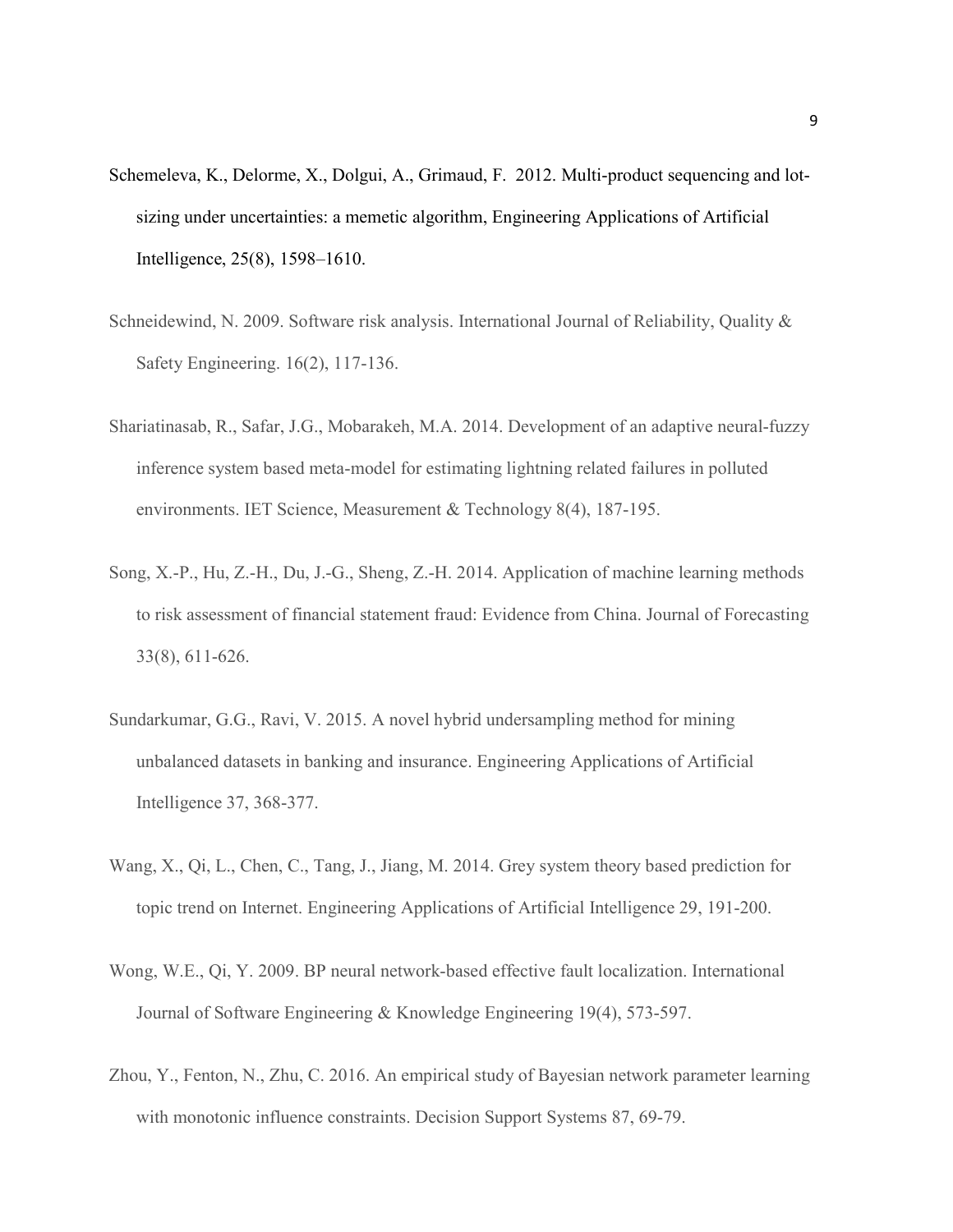Schemeleva, K., Delorme, X., Dolgui, A., Grimaud, F. 2012. Multi-product sequencing and lot-sizing under uncertainties: a memetic algorithm, Engineering Applications of Artificial Intelligence, 25(8), 1598–1610.

Schneidewind, N. 2009. Software risk analysis. International Journal of Reliability, Quality & Safety Engineering. 16(2), 117-136.

Shariatinasab, R., Safar, J.G., Mobarakeh, M.A. 2014. Development of an adaptive neural-fuzzy inference system based meta-model for estimating lightning related failures in polluted environments. IET Science, Measurement & Technology 8(4), 187-195.

Song, X.-P., Hu, Z.-H., Du, J.-G., Sheng, Z.-H. 2014. Application of machine learning methods to risk assessment of financial statement fraud: Evidence from China. Journal of Forecasting 33(8), 611-626.

Sundarkumar, G.G., Ravi, V. 2015. A novel hybrid undersampling method for mining unbalanced datasets in banking and insurance. Engineering Applications of Artificial Intelligence 37, 368-377.

Wang, X., Qi, L., Chen, C., Tang, J., Jiang, M. 2014. Grey system theory based prediction for topic trend on Internet. Engineering Applications of Artificial Intelligence 29, 191-200.

Wong, W.E., Qi, Y. 2009. BP neural network-based effective fault localization. International Journal of Software Engineering & Knowledge Engineering 19(4), 573-597.

Zhou, Y., Fenton, N., Zhu, C. 2016. An empirical study of Bayesian network parameter learning with monotonic influence constraints. Decision Support Systems 87, 69-79.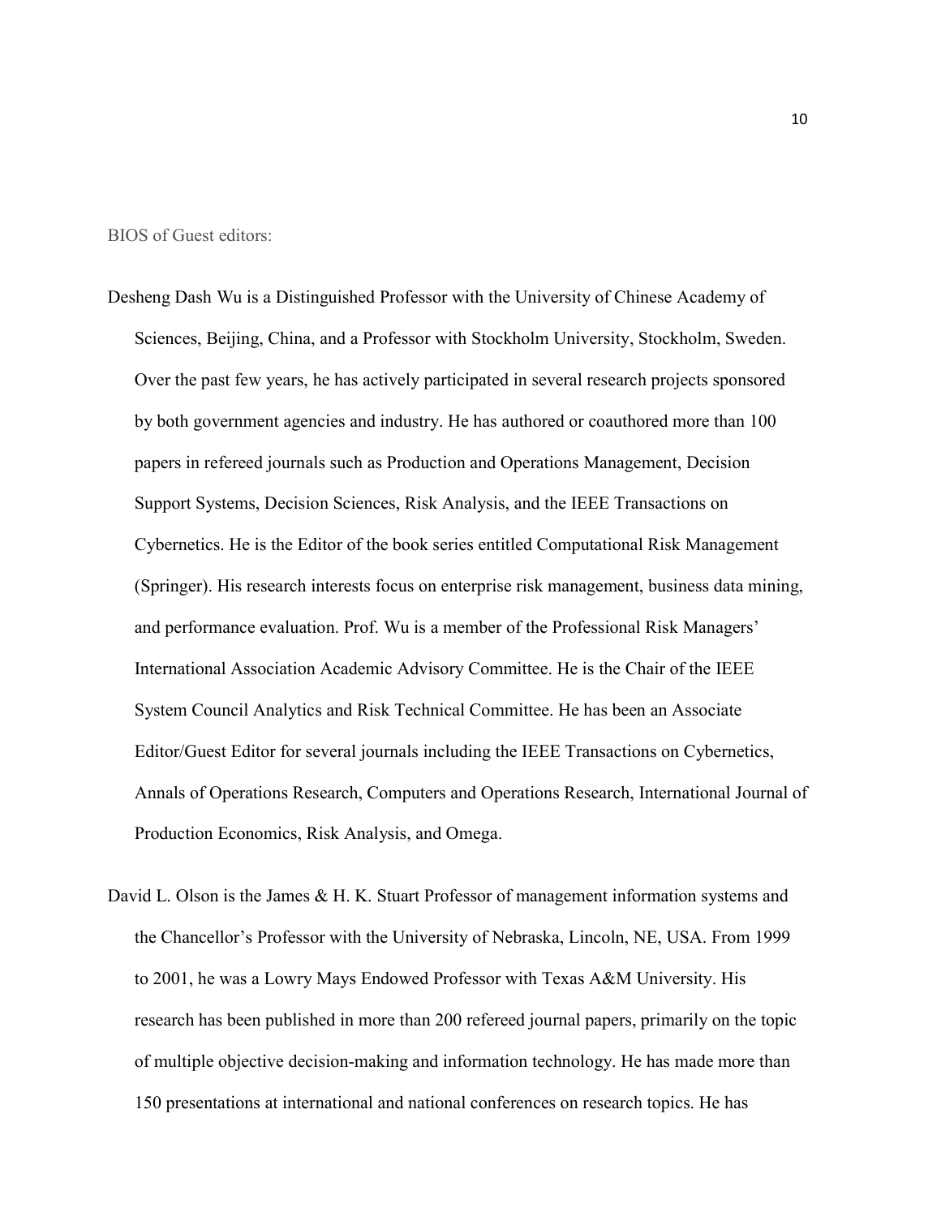BIOS of Guest editors:

Desheng Dash Wu is a Distinguished Professor with the University of Chinese Academy of Sciences, Beijing, China, and a Professor with Stockholm University, Stockholm, Sweden. Over the past few years, he has actively participated in several research projects sponsored by both government agencies and industry. He has authored or coauthored more than 100 papers in refereed journals such as Production and Operations Management, Decision Support Systems, Decision Sciences, Risk Analysis, and the IEEE Transactions on Cybernetics. He is the Editor of the book series entitled Computational Risk Management (Springer). His research interests focus on enterprise risk management, business data mining, and performance evaluation. Prof. Wu is a member of the Professional Risk Managers' International Association Academic Advisory Committee. He is the Chair of the IEEE System Council Analytics and Risk Technical Committee. He has been an Associate Editor/Guest Editor for several journals including the IEEE Transactions on Cybernetics, Annals of Operations Research, Computers and Operations Research, International Journal of Production Economics, Risk Analysis, and Omega.

David L. Olson is the James & H. K. Stuart Professor of management information systems and the Chancellor's Professor with the University of Nebraska, Lincoln, NE, USA. From 1999 to 2001, he was a Lowry Mays Endowed Professor with Texas A&M University. His research has been published in more than 200 refereed journal papers, primarily on the topic of multiple objective decision-making and information technology. He has made more than 150 presentations at international and national conferences on research topics. He has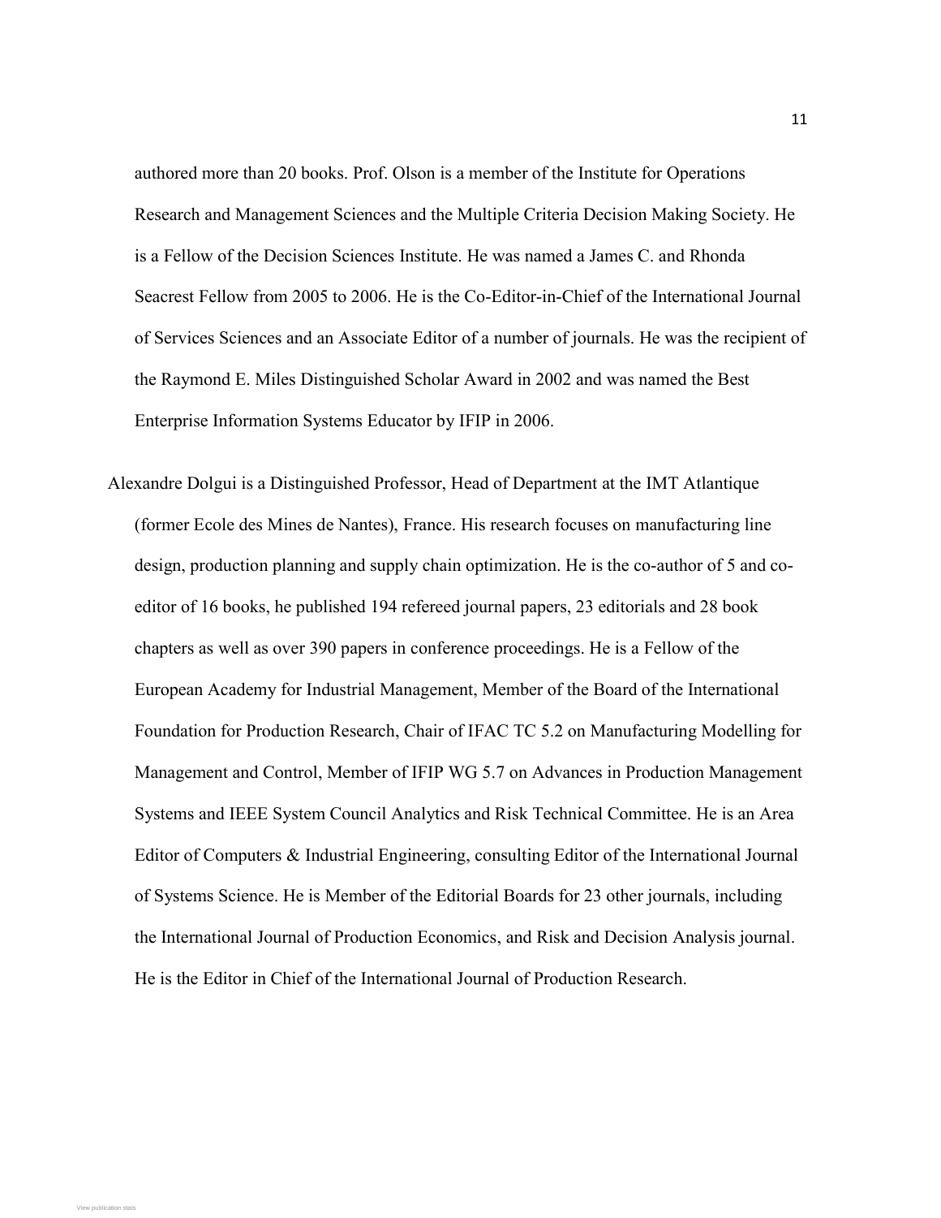authored more than 20 books. Prof. Olson is a member of the Institute for Operations Research and Management Sciences and the Multiple Criteria Decision Making Society. He is a Fellow of the Decision Sciences Institute. He was named a James C. and Rhonda Seacrest Fellow from 2005 to 2006. He is the Co-Editor-in-Chief of the International Journal of Services Sciences and an Associate Editor of a number of journals. He was the recipient of the Raymond E. Miles Distinguished Scholar Award in 2002 and was named the Best Enterprise Information Systems Educator by IFIP in 2006.

Alexandre Dolgui is a Distinguished Professor, Head of Department at the IMT Atlantique (former Ecole des Mines de Nantes), France. His research focuses on manufacturing line design, production planning and supply chain optimization. He is the co-author of 5 and co-editor of 16 books, he published 194 refereed journal papers, 23 editorials and 28 book chapters as well as over 390 papers in conference proceedings. He is a Fellow of the European Academy for Industrial Management, Member of the Board of the International Foundation for Production Research, Chair of IFAC TC 5.2 on Manufacturing Modelling for Management and Control, Member of IFIP WG 5.7 on Advances in Production Management Systems and IEEE System Council Analytics and Risk Technical Committee. He is an Area Editor of Computers & Industrial Engineering, consulting Editor of the International Journal of Systems Science. He is Member of the Editorial Boards for 23 other journals, including the International Journal of Production Economics, and Risk and Decision Analysis journal. He is the Editor in Chief of the International Journal of Production Research.